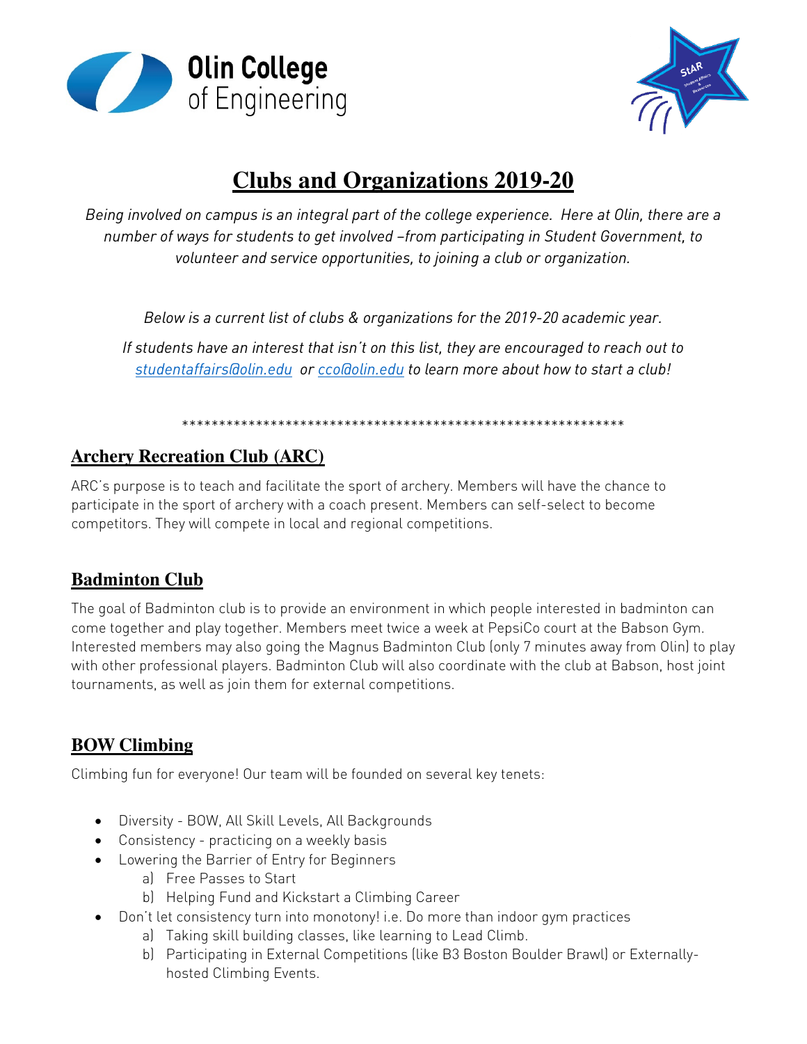# Clubs and Organizations 2019-20

*Being involved on campus is an integral part of the college experience. Here at Olin, there are a number of ways for students to get involved –from participating in Student Government, to volunteer and service opportunities, to joining a club or organization.*

*Below is a current list of clubs & organizations for the 2019-20 academic year.*

*If students have an interest that isn't on this list, they are encouraged to reach out to studentaffairs@olin.edu or cco@olin.edu to learn more about how to start a club!*

************************************************************

## Archery Recreation Club (ARC)

ARC's purpose is to teach and facilitate the sport of archery. Members will have the chance to participate in the sport of archery with a coach present. Members can self-select to become competitors. They will compete in local and regional competitions.

## Badminton Club

The goal of Badminton club is to provide an environment in which people interested in badminton can come together and play together. Members meet twice a week at PepsiCo court at the Babson Gym. Interested members may also going the Magnus Badminton Club (only 7 minutes away from Olin) to play with other professional players. Badminton Club will also coordinate with the club at Babson, host joint tournaments, as well as join them for external competitions.

## BOW Climbing

Climbing fun for everyone! Our team will be founded on several key tenets:

- Diversity - BOW, All Skill Levels, All Backgrounds
- Consistency - practicing on a weekly basis
- Lowering the Barrier of Entry for Beginners
  a) Free Passes to Start
  b) Helping Fund and Kickstart a Climbing Career
- Don't let consistency turn into monotony! i.e. Do more than indoor gym practices
  a) Taking skill building classes, like learning to Lead Climb.
  b) Participating in External Competitions (like B3 Boston Boulder Brawl) or Externally-hosted Climbing Events.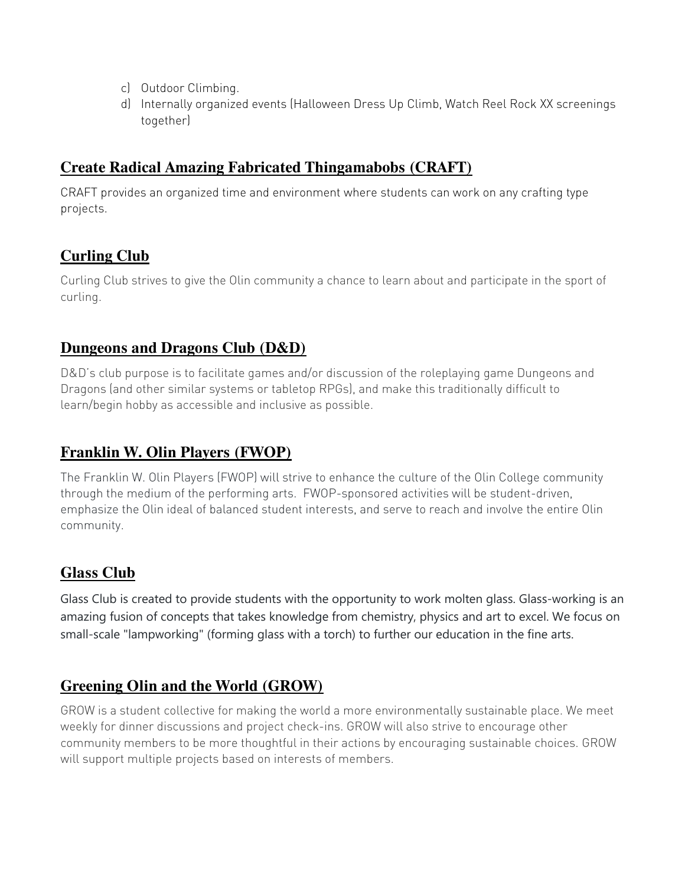c) Outdoor Climbing.

d) Internally organized events (Halloween Dress Up Climb, Watch Reel Rock XX screenings together)

## Create Radical Amazing Fabricated Thingamabobs (CRAFT)

CRAFT provides an organized time and environment where students can work on any crafting type projects.

## Curling Club

Curling Club strives to give the Olin community a chance to learn about and participate in the sport of curling.

## Dungeons and Dragons Club (D&D)

D&D's club purpose is to facilitate games and/or discussion of the roleplaying game Dungeons and Dragons (and other similar systems or tabletop RPGs), and make this traditionally difficult to learn/begin hobby as accessible and inclusive as possible.

## Franklin W. Olin Players (FWOP)

The Franklin W. Olin Players (FWOP) will strive to enhance the culture of the Olin College community through the medium of the performing arts. FWOP-sponsored activities will be student-driven, emphasize the Olin ideal of balanced student interests, and serve to reach and involve the entire Olin community.

## Glass Club

Glass Club is created to provide students with the opportunity to work molten glass. Glass-working is an amazing fusion of concepts that takes knowledge from chemistry, physics and art to excel. We focus on small-scale "lampworking" (forming glass with a torch) to further our education in the fine arts.

## Greening Olin and the World (GROW)

GROW is a student collective for making the world a more environmentally sustainable place. We meet weekly for dinner discussions and project check-ins. GROW will also strive to encourage other community members to be more thoughtful in their actions by encouraging sustainable choices. GROW will support multiple projects based on interests of members.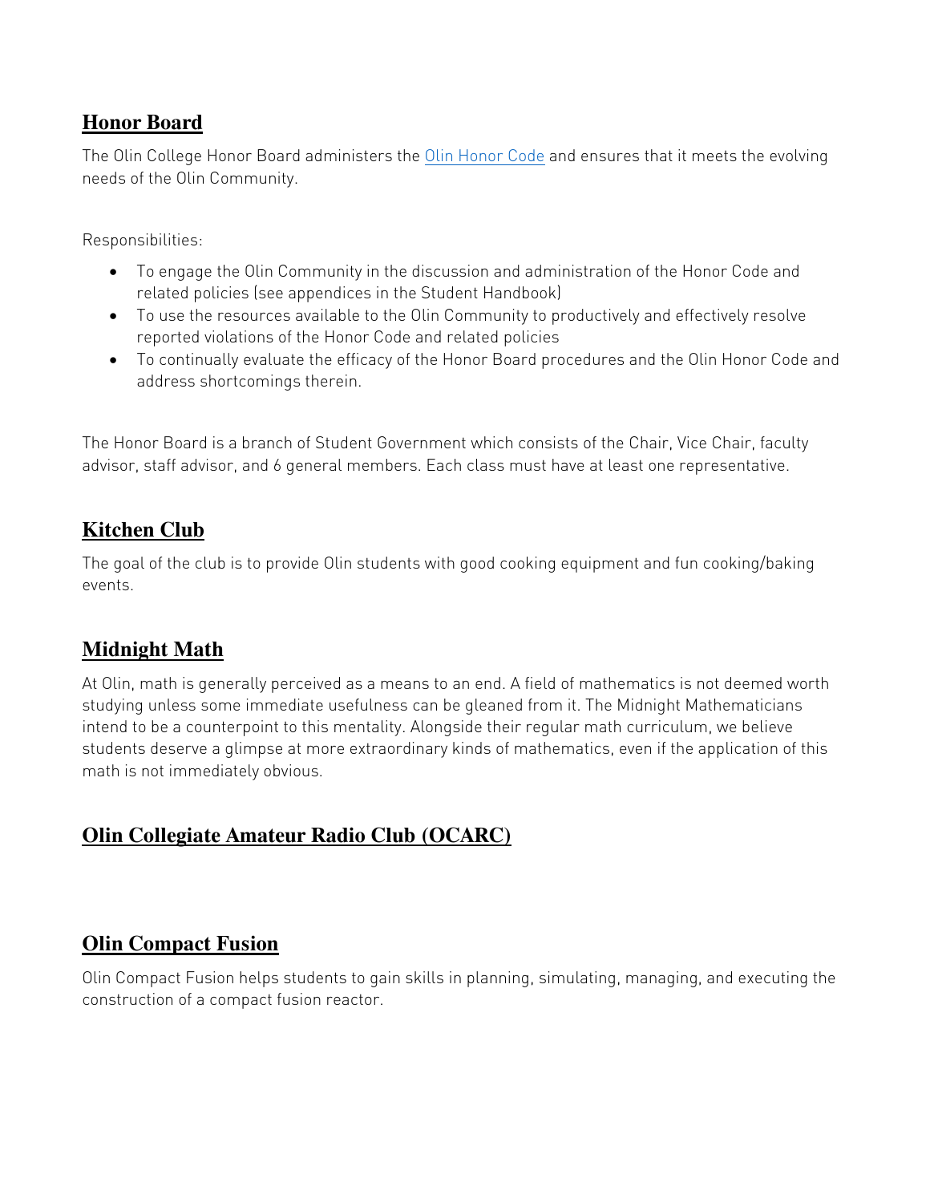## Honor Board

The Olin College Honor Board administers the [Olin Honor Code](Olin Honor Code) and ensures that it meets the evolving needs of the Olin Community.

Responsibilities:

- To engage the Olin Community in the discussion and administration of the Honor Code and related policies (see appendices in the Student Handbook)
- To use the resources available to the Olin Community to productively and effectively resolve reported violations of the Honor Code and related policies
- To continually evaluate the efficacy of the Honor Board procedures and the Olin Honor Code and address shortcomings therein.

The Honor Board is a branch of Student Government which consists of the Chair, Vice Chair, faculty advisor, staff advisor, and 6 general members. Each class must have at least one representative.

## Kitchen Club

The goal of the club is to provide Olin students with good cooking equipment and fun cooking/baking events.

## Midnight Math

At Olin, math is generally perceived as a means to an end. A field of mathematics is not deemed worth studying unless some immediate usefulness can be gleaned from it. The Midnight Mathematicians intend to be a counterpoint to this mentality. Alongside their regular math curriculum, we believe students deserve a glimpse at more extraordinary kinds of mathematics, even if the application of this math is not immediately obvious.

## Olin Collegiate Amateur Radio Club (OCARC)

## Olin Compact Fusion

Olin Compact Fusion helps students to gain skills in planning, simulating, managing, and executing the construction of a compact fusion reactor.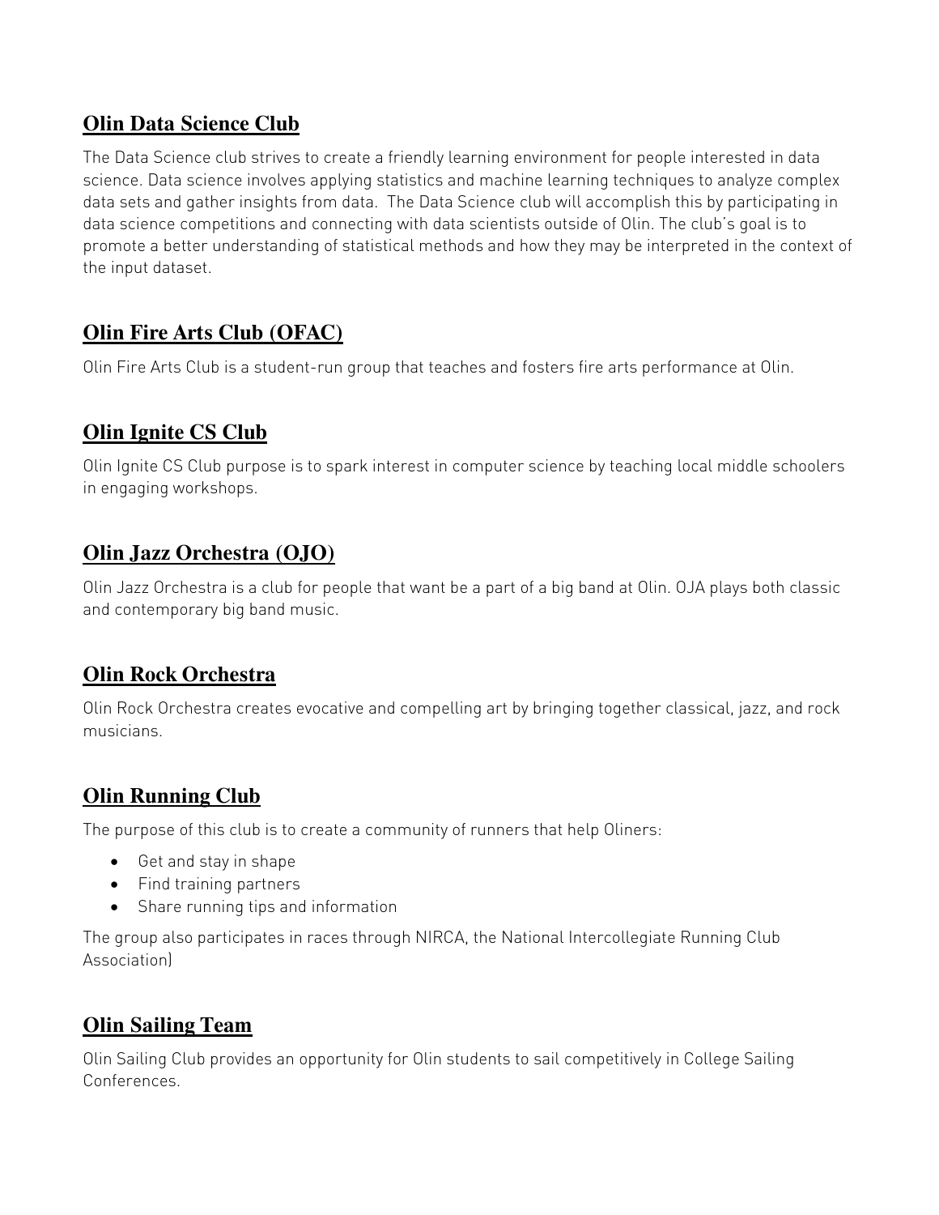## Olin Data Science Club

The Data Science club strives to create a friendly learning environment for people interested in data science. Data science involves applying statistics and machine learning techniques to analyze complex data sets and gather insights from data. The Data Science club will accomplish this by participating in data science competitions and connecting with data scientists outside of Olin. The club's goal is to promote a better understanding of statistical methods and how they may be interpreted in the context of the input dataset.

## Olin Fire Arts Club (OFAC)

Olin Fire Arts Club is a student-run group that teaches and fosters fire arts performance at Olin.

## Olin Ignite CS Club

Olin Ignite CS Club purpose is to spark interest in computer science by teaching local middle schoolers in engaging workshops.

## Olin Jazz Orchestra (OJO)

Olin Jazz Orchestra is a club for people that want be a part of a big band at Olin. OJA plays both classic and contemporary big band music.

## Olin Rock Orchestra

Olin Rock Orchestra creates evocative and compelling art by bringing together classical, jazz, and rock musicians.

## Olin Running Club

The purpose of this club is to create a community of runners that help Oliners:

- Get and stay in shape
- Find training partners
- Share running tips and information

The group also participates in races through NIRCA, the National Intercollegiate Running Club Association)

## Olin Sailing Team

Olin Sailing Club provides an opportunity for Olin students to sail competitively in College Sailing Conferences.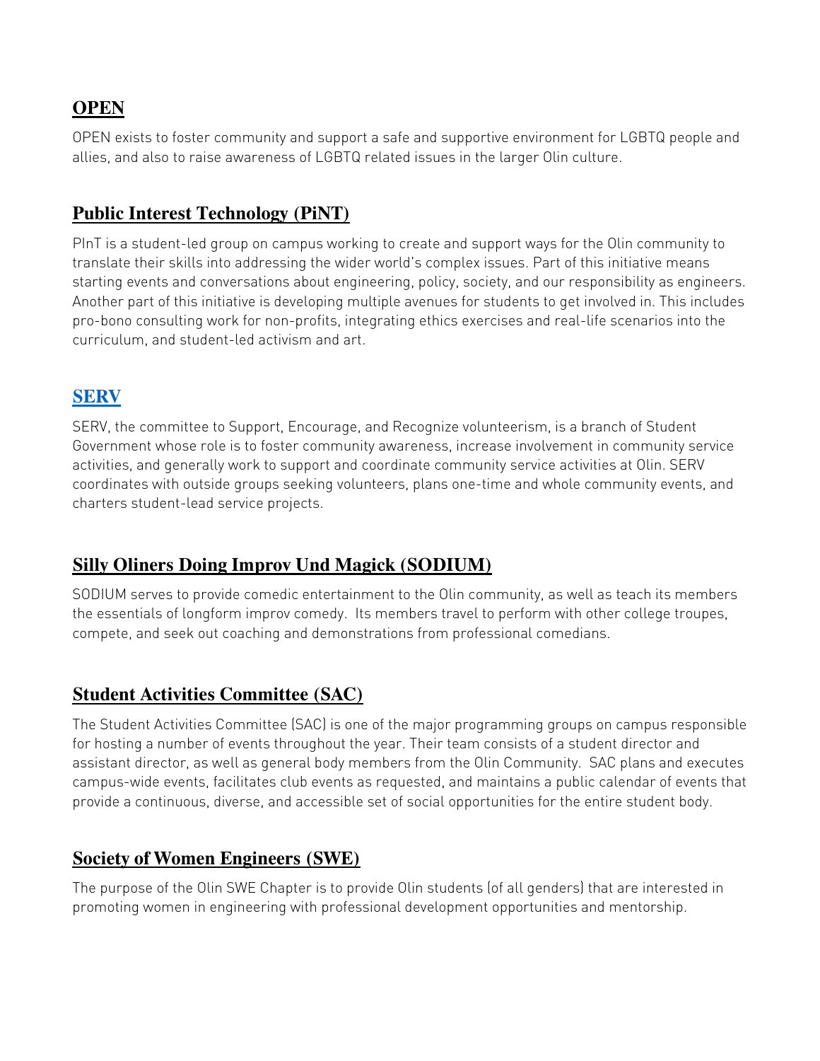## OPEN

OPEN exists to foster community and support a safe and supportive environment for LGBTQ people and allies, and also to raise awareness of LGBTQ related issues in the larger Olin culture.

## Public Interest Technology (PiNT)

PInT is a student-led group on campus working to create and support ways for the Olin community to translate their skills into addressing the wider world's complex issues. Part of this initiative means starting events and conversations about engineering, policy, society, and our responsibility as engineers. Another part of this initiative is developing multiple avenues for students to get involved in. This includes pro-bono consulting work for non-profits, integrating ethics exercises and real-life scenarios into the curriculum, and student-led activism and art.

## SERV

SERV, the committee to Support, Encourage, and Recognize volunteerism, is a branch of Student Government whose role is to foster community awareness, increase involvement in community service activities, and generally work to support and coordinate community service activities at Olin. SERV coordinates with outside groups seeking volunteers, plans one-time and whole community events, and charters student-lead service projects.

## Silly Oliners Doing Improv Und Magick (SODIUM)

SODIUM serves to provide comedic entertainment to the Olin community, as well as teach its members the essentials of longform improv comedy. Its members travel to perform with other college troupes, compete, and seek out coaching and demonstrations from professional comedians.

## Student Activities Committee (SAC)

The Student Activities Committee (SAC) is one of the major programming groups on campus responsible for hosting a number of events throughout the year. Their team consists of a student director and assistant director, as well as general body members from the Olin Community. SAC plans and executes campus-wide events, facilitates club events as requested, and maintains a public calendar of events that provide a continuous, diverse, and accessible set of social opportunities for the entire student body.

## Society of Women Engineers (SWE)

The purpose of the Olin SWE Chapter is to provide Olin students (of all genders) that are interested in promoting women in engineering with professional development opportunities and mentorship.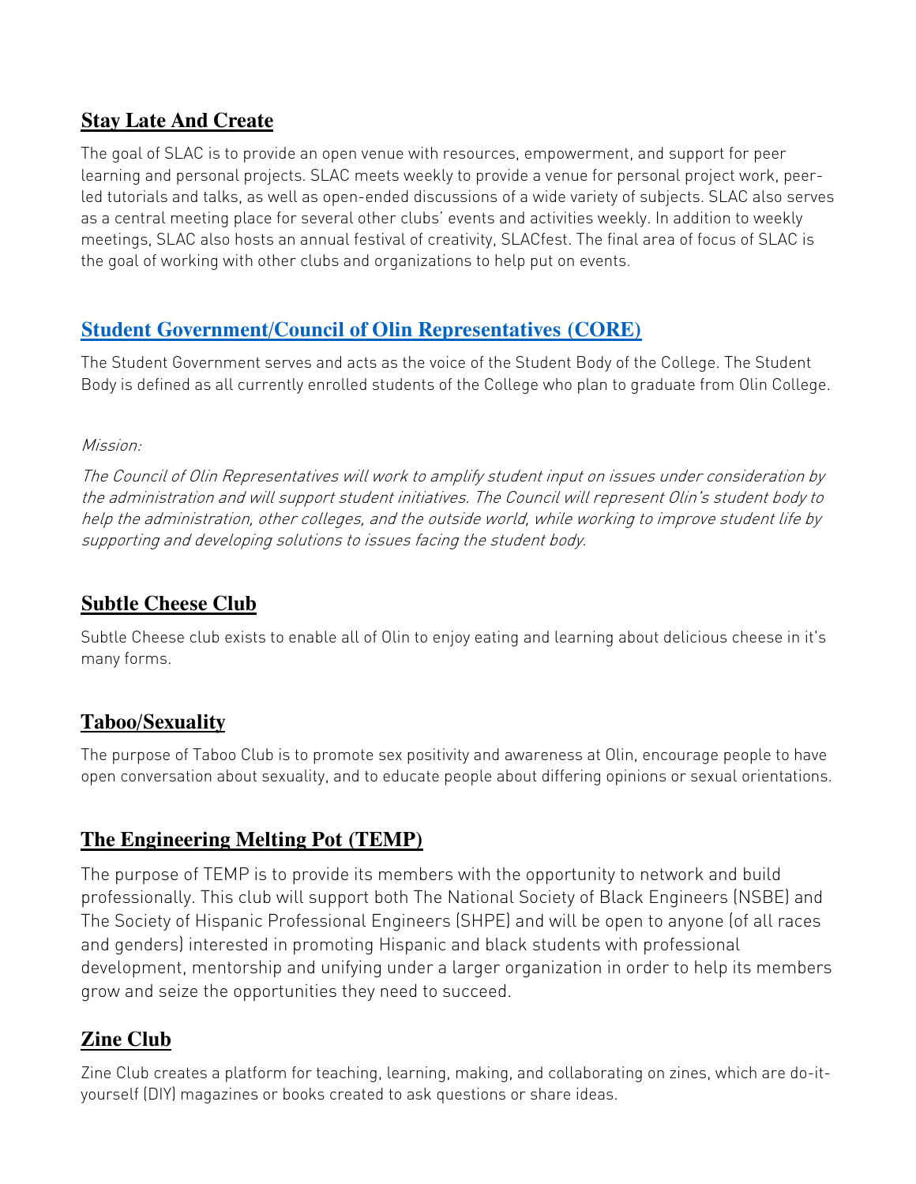## Stay Late And Create

The goal of SLAC is to provide an open venue with resources, empowerment, and support for peer learning and personal projects. SLAC meets weekly to provide a venue for personal project work, peer-led tutorials and talks, as well as open-ended discussions of a wide variety of subjects. SLAC also serves as a central meeting place for several other clubs' events and activities weekly. In addition to weekly meetings, SLAC also hosts an annual festival of creativity, SLACfest. The final area of focus of SLAC is the goal of working with other clubs and organizations to help put on events.

## Student Government/Council of Olin Representatives (CORE)

The Student Government serves and acts as the voice of the Student Body of the College. The Student Body is defined as all currently enrolled students of the College who plan to graduate from Olin College.

*Mission:*

*The Council of Olin Representatives will work to amplify student input on issues under consideration by the administration and will support student initiatives. The Council will represent Olin's student body to help the administration, other colleges, and the outside world, while working to improve student life by supporting and developing solutions to issues facing the student body.*

## Subtle Cheese Club

Subtle Cheese club exists to enable all of Olin to enjoy eating and learning about delicious cheese in it's many forms.

## Taboo/Sexuality

The purpose of Taboo Club is to promote sex positivity and awareness at Olin, encourage people to have open conversation about sexuality, and to educate people about differing opinions or sexual orientations.

## The Engineering Melting Pot (TEMP)

The purpose of TEMP is to provide its members with the opportunity to network and build professionally. This club will support both The National Society of Black Engineers (NSBE) and The Society of Hispanic Professional Engineers (SHPE) and will be open to anyone (of all races and genders) interested in promoting Hispanic and black students with professional development, mentorship and unifying under a larger organization in order to help its members grow and seize the opportunities they need to succeed.

## Zine Club

Zine Club creates a platform for teaching, learning, making, and collaborating on zines, which are do-it-yourself (DIY) magazines or books created to ask questions or share ideas.